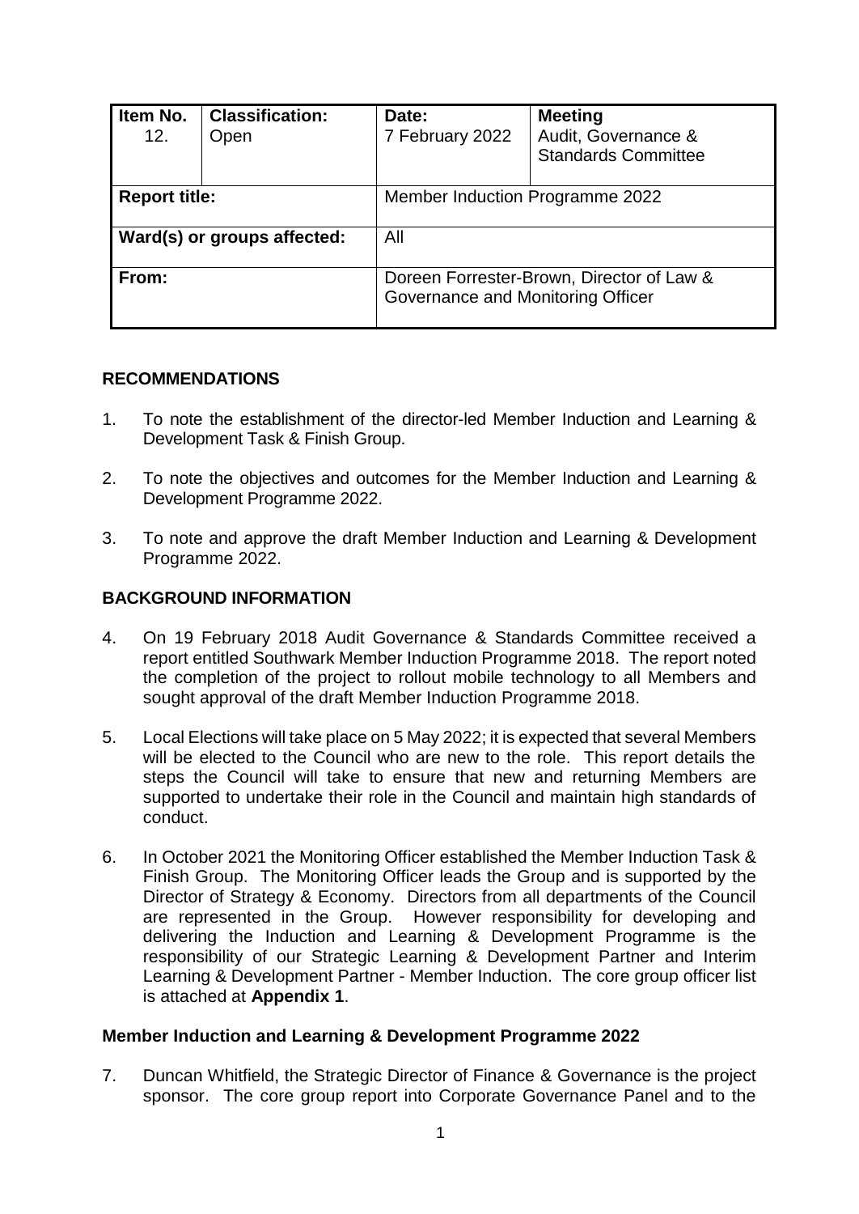| Item No. 12. | Classification: Open | Date: 7 February 2022 | Meeting Audit, Governance & Standards Committee |
|---|---|---|---|
| **Report title:** | | Member Induction Programme 2022 | |
| **Ward(s) or groups affected:** | | All | |
| **From:** | | Doreen Forrester-Brown, Director of Law & Governance and Monitoring Officer | |

## RECOMMENDATIONS

1. To note the establishment of the director-led Member Induction and Learning & Development Task & Finish Group.

2. To note the objectives and outcomes for the Member Induction and Learning & Development Programme 2022.

3. To note and approve the draft Member Induction and Learning & Development Programme 2022.

## BACKGROUND INFORMATION

4. On 19 February 2018 Audit Governance & Standards Committee received a report entitled Southwark Member Induction Programme 2018. The report noted the completion of the project to rollout mobile technology to all Members and sought approval of the draft Member Induction Programme 2018.

5. Local Elections will take place on 5 May 2022; it is expected that several Members will be elected to the Council who are new to the role. This report details the steps the Council will take to ensure that new and returning Members are supported to undertake their role in the Council and maintain high standards of conduct.

6. In October 2021 the Monitoring Officer established the Member Induction Task & Finish Group. The Monitoring Officer leads the Group and is supported by the Director of Strategy & Economy. Directors from all departments of the Council are represented in the Group. However responsibility for developing and delivering the Induction and Learning & Development Programme is the responsibility of our Strategic Learning & Development Partner and Interim Learning & Development Partner - Member Induction. The core group officer list is attached at **Appendix 1**.

### Member Induction and Learning & Development Programme 2022

7. Duncan Whitfield, the Strategic Director of Finance & Governance is the project sponsor. The core group report into Corporate Governance Panel and to the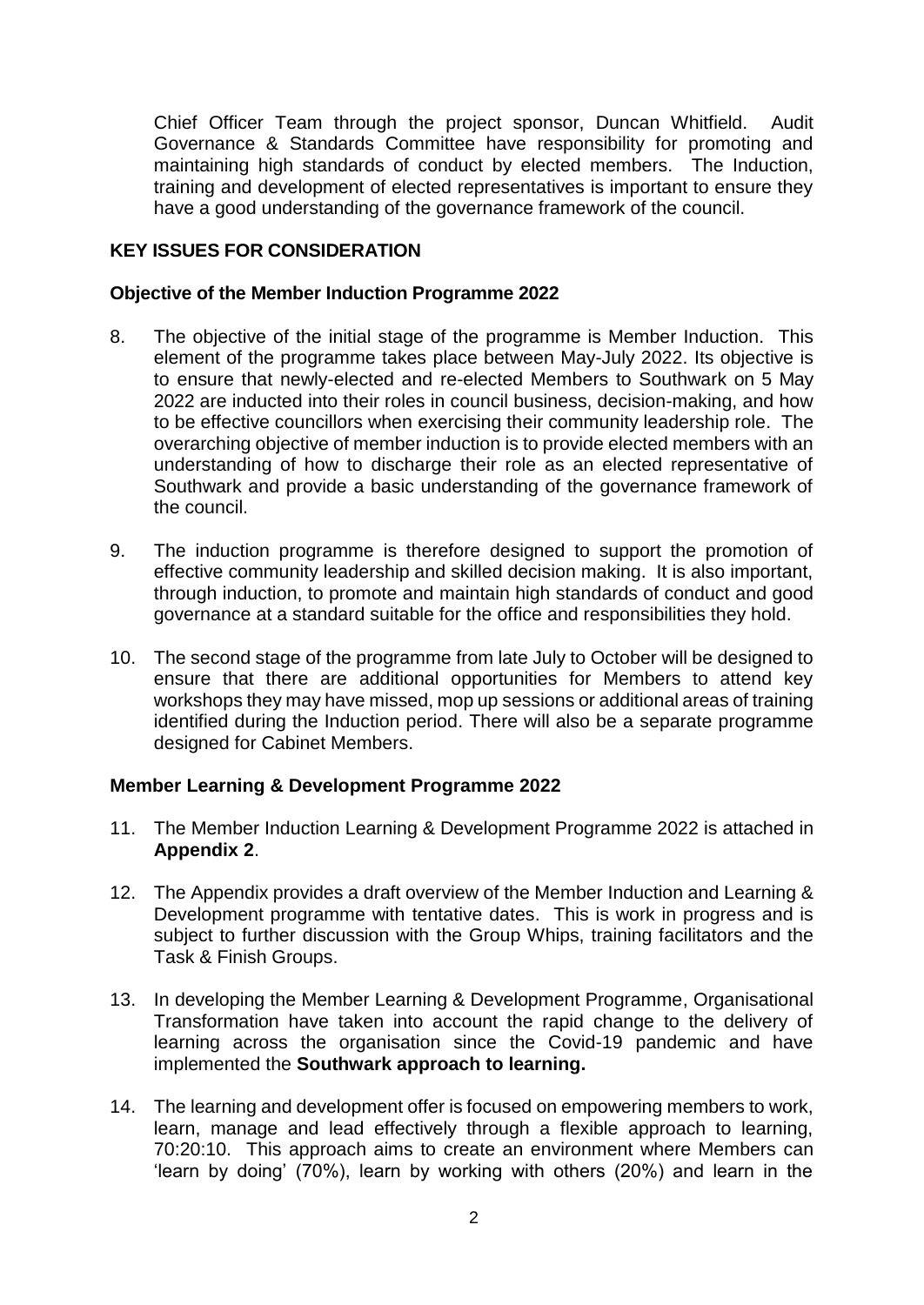Chief Officer Team through the project sponsor, Duncan Whitfield. Audit Governance & Standards Committee have responsibility for promoting and maintaining high standards of conduct by elected members. The Induction, training and development of elected representatives is important to ensure they have a good understanding of the governance framework of the council.

## KEY ISSUES FOR CONSIDERATION

### Objective of the Member Induction Programme 2022

8. The objective of the initial stage of the programme is Member Induction. This element of the programme takes place between May-July 2022. Its objective is to ensure that newly-elected and re-elected Members to Southwark on 5 May 2022 are inducted into their roles in council business, decision-making, and how to be effective councillors when exercising their community leadership role. The overarching objective of member induction is to provide elected members with an understanding of how to discharge their role as an elected representative of Southwark and provide a basic understanding of the governance framework of the council.

9. The induction programme is therefore designed to support the promotion of effective community leadership and skilled decision making. It is also important, through induction, to promote and maintain high standards of conduct and good governance at a standard suitable for the office and responsibilities they hold.

10. The second stage of the programme from late July to October will be designed to ensure that there are additional opportunities for Members to attend key workshops they may have missed, mop up sessions or additional areas of training identified during the Induction period. There will also be a separate programme designed for Cabinet Members.

### Member Learning & Development Programme 2022

11. The Member Induction Learning & Development Programme 2022 is attached in **Appendix 2**.

12. The Appendix provides a draft overview of the Member Induction and Learning & Development programme with tentative dates. This is work in progress and is subject to further discussion with the Group Whips, training facilitators and the Task & Finish Groups.

13. In developing the Member Learning & Development Programme, Organisational Transformation have taken into account the rapid change to the delivery of learning across the organisation since the Covid-19 pandemic and have implemented the **Southwark approach to learning.**

14. The learning and development offer is focused on empowering members to work, learn, manage and lead effectively through a flexible approach to learning, 70:20:10. This approach aims to create an environment where Members can 'learn by doing' (70%), learn by working with others (20%) and learn in the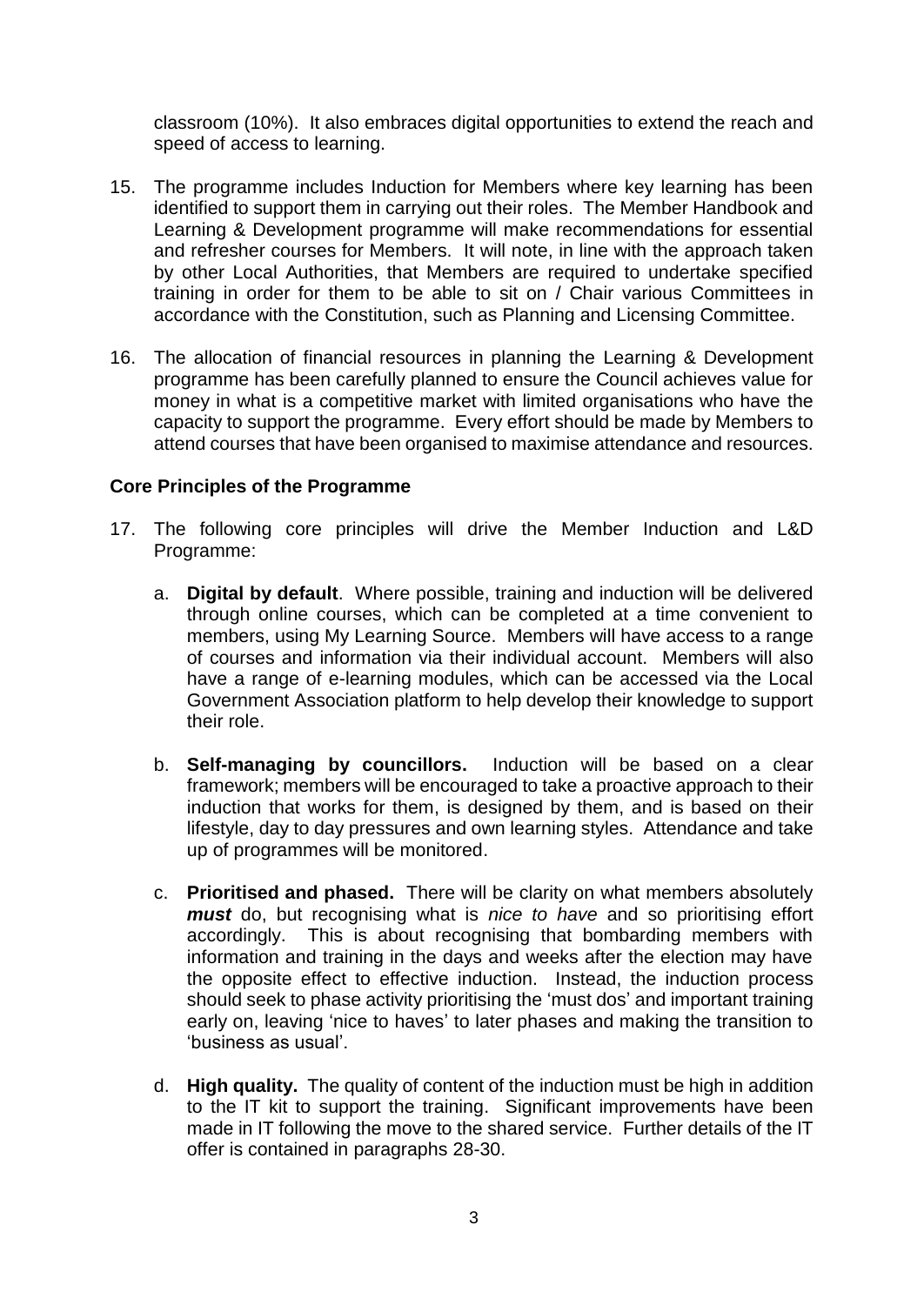classroom (10%). It also embraces digital opportunities to extend the reach and speed of access to learning.

15. The programme includes Induction for Members where key learning has been identified to support them in carrying out their roles. The Member Handbook and Learning & Development programme will make recommendations for essential and refresher courses for Members. It will note, in line with the approach taken by other Local Authorities, that Members are required to undertake specified training in order for them to be able to sit on / Chair various Committees in accordance with the Constitution, such as Planning and Licensing Committee.

16. The allocation of financial resources in planning the Learning & Development programme has been carefully planned to ensure the Council achieves value for money in what is a competitive market with limited organisations who have the capacity to support the programme. Every effort should be made by Members to attend courses that have been organised to maximise attendance and resources.

**Core Principles of the Programme**

17. The following core principles will drive the Member Induction and L&D Programme:

    a. **Digital by default**. Where possible, training and induction will be delivered through online courses, which can be completed at a time convenient to members, using My Learning Source. Members will have access to a range of courses and information via their individual account. Members will also have a range of e-learning modules, which can be accessed via the Local Government Association platform to help develop their knowledge to support their role.

    b. **Self-managing by councillors.** Induction will be based on a clear framework; members will be encouraged to take a proactive approach to their induction that works for them, is designed by them, and is based on their lifestyle, day to day pressures and own learning styles. Attendance and take up of programmes will be monitored.

    c. **Prioritised and phased.** There will be clarity on what members absolutely ***must*** do, but recognising what is *nice to have* and so prioritising effort accordingly. This is about recognising that bombarding members with information and training in the days and weeks after the election may have the opposite effect to effective induction. Instead, the induction process should seek to phase activity prioritising the 'must dos' and important training early on, leaving 'nice to haves' to later phases and making the transition to 'business as usual'.

    d. **High quality.** The quality of content of the induction must be high in addition to the IT kit to support the training. Significant improvements have been made in IT following the move to the shared service. Further details of the IT offer is contained in paragraphs 28-30.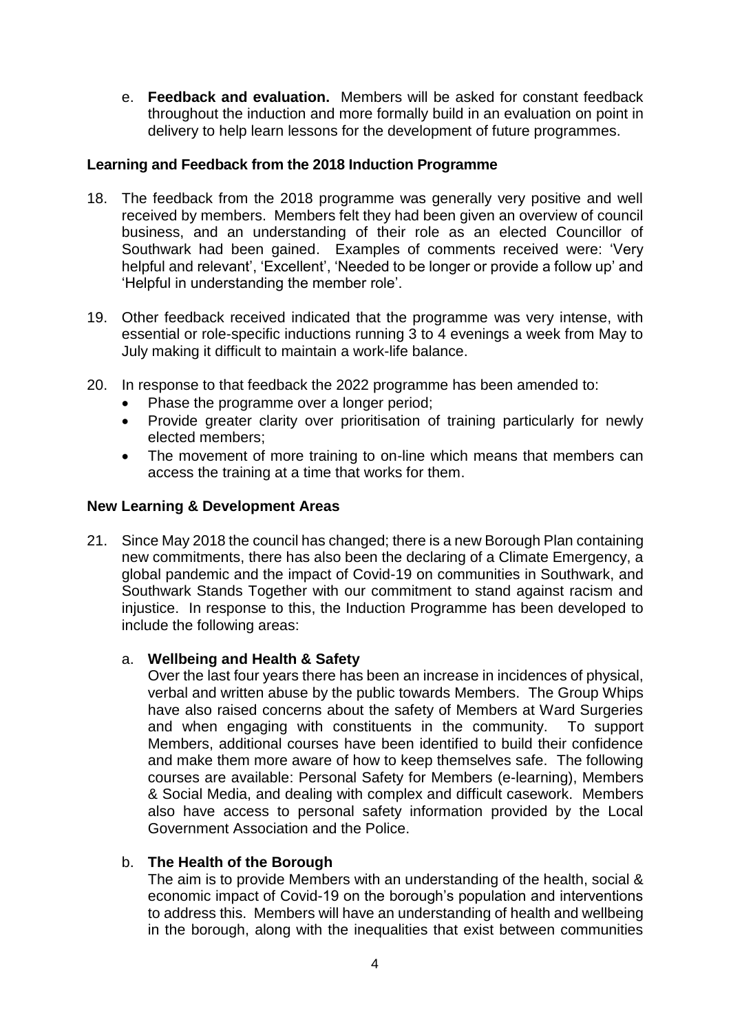e. **Feedback and evaluation.** Members will be asked for constant feedback throughout the induction and more formally build in an evaluation on point in delivery to help learn lessons for the development of future programmes.

**Learning and Feedback from the 2018 Induction Programme**

18. The feedback from the 2018 programme was generally very positive and well received by members. Members felt they had been given an overview of council business, and an understanding of their role as an elected Councillor of Southwark had been gained. Examples of comments received were: 'Very helpful and relevant', 'Excellent', 'Needed to be longer or provide a follow up' and 'Helpful in understanding the member role'.

19. Other feedback received indicated that the programme was very intense, with essential or role-specific inductions running 3 to 4 evenings a week from May to July making it difficult to maintain a work-life balance.

20. In response to that feedback the 2022 programme has been amended to:
    - Phase the programme over a longer period;
    - Provide greater clarity over prioritisation of training particularly for newly elected members;
    - The movement of more training to on-line which means that members can access the training at a time that works for them.

**New Learning & Development Areas**

21. Since May 2018 the council has changed; there is a new Borough Plan containing new commitments, there has also been the declaring of a Climate Emergency, a global pandemic and the impact of Covid-19 on communities in Southwark, and Southwark Stands Together with our commitment to stand against racism and injustice. In response to this, the Induction Programme has been developed to include the following areas:

    a. **Wellbeing and Health & Safety**
    Over the last four years there has been an increase in incidences of physical, verbal and written abuse by the public towards Members. The Group Whips have also raised concerns about the safety of Members at Ward Surgeries and when engaging with constituents in the community. To support Members, additional courses have been identified to build their confidence and make them more aware of how to keep themselves safe. The following courses are available: Personal Safety for Members (e-learning), Members & Social Media, and dealing with complex and difficult casework. Members also have access to personal safety information provided by the Local Government Association and the Police.

    b. **The Health of the Borough**
    The aim is to provide Members with an understanding of the health, social & economic impact of Covid-19 on the borough's population and interventions to address this. Members will have an understanding of health and wellbeing in the borough, along with the inequalities that exist between communities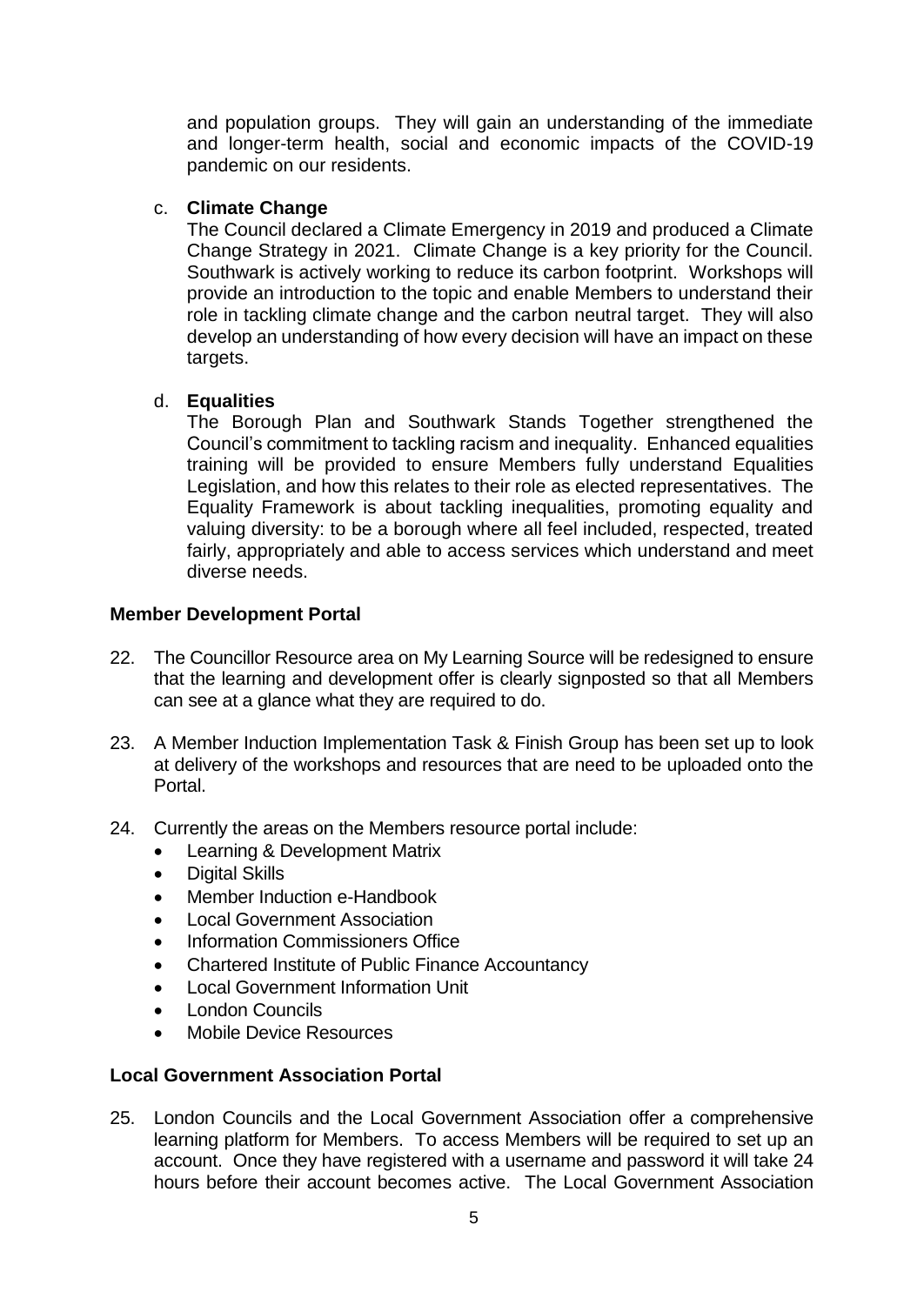and population groups. They will gain an understanding of the immediate and longer-term health, social and economic impacts of the COVID-19 pandemic on our residents.

c. **Climate Change**
   The Council declared a Climate Emergency in 2019 and produced a Climate Change Strategy in 2021. Climate Change is a key priority for the Council. Southwark is actively working to reduce its carbon footprint. Workshops will provide an introduction to the topic and enable Members to understand their role in tackling climate change and the carbon neutral target. They will also develop an understanding of how every decision will have an impact on these targets.

d. **Equalities**
   The Borough Plan and Southwark Stands Together strengthened the Council's commitment to tackling racism and inequality. Enhanced equalities training will be provided to ensure Members fully understand Equalities Legislation, and how this relates to their role as elected representatives. The Equality Framework is about tackling inequalities, promoting equality and valuing diversity: to be a borough where all feel included, respected, treated fairly, appropriately and able to access services which understand and meet diverse needs.

**Member Development Portal**

22. The Councillor Resource area on My Learning Source will be redesigned to ensure that the learning and development offer is clearly signposted so that all Members can see at a glance what they are required to do.

23. A Member Induction Implementation Task & Finish Group has been set up to look at delivery of the workshops and resources that are need to be uploaded onto the Portal.

24. Currently the areas on the Members resource portal include:
    - Learning & Development Matrix
    - Digital Skills
    - Member Induction e-Handbook
    - Local Government Association
    - Information Commissioners Office
    - Chartered Institute of Public Finance Accountancy
    - Local Government Information Unit
    - London Councils
    - Mobile Device Resources

**Local Government Association Portal**

25. London Councils and the Local Government Association offer a comprehensive learning platform for Members. To access Members will be required to set up an account. Once they have registered with a username and password it will take 24 hours before their account becomes active. The Local Government Association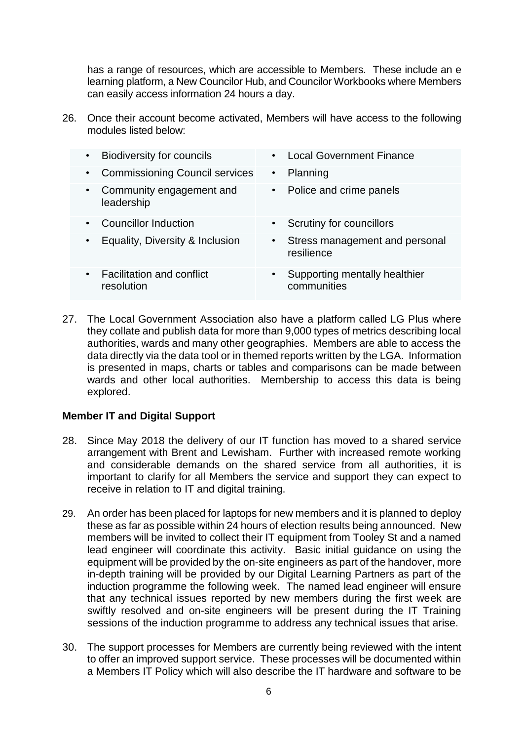has a range of resources, which are accessible to Members. These include an e learning platform, a New Councilor Hub, and Councilor Workbooks where Members can easily access information 24 hours a day.

26. Once their account become activated, Members will have access to the following modules listed below:

| | |
|---|---|
| • Biodiversity for councils | • Local Government Finance |
| • Commissioning Council services | • Planning |
| • Community engagement and leadership | • Police and crime panels |
| • Councillor Induction | • Scrutiny for councillors |
| • Equality, Diversity & Inclusion | • Stress management and personal resilience |
| • Facilitation and conflict resolution | • Supporting mentally healthier communities |

27. The Local Government Association also have a platform called LG Plus where they collate and publish data for more than 9,000 types of metrics describing local authorities, wards and many other geographies. Members are able to access the data directly via the data tool or in themed reports written by the LGA. Information is presented in maps, charts or tables and comparisons can be made between wards and other local authorities. Membership to access this data is being explored.

**Member IT and Digital Support**

28. Since May 2018 the delivery of our IT function has moved to a shared service arrangement with Brent and Lewisham. Further with increased remote working and considerable demands on the shared service from all authorities, it is important to clarify for all Members the service and support they can expect to receive in relation to IT and digital training.

29. An order has been placed for laptops for new members and it is planned to deploy these as far as possible within 24 hours of election results being announced. New members will be invited to collect their IT equipment from Tooley St and a named lead engineer will coordinate this activity. Basic initial guidance on using the equipment will be provided by the on-site engineers as part of the handover, more in-depth training will be provided by our Digital Learning Partners as part of the induction programme the following week. The named lead engineer will ensure that any technical issues reported by new members during the first week are swiftly resolved and on-site engineers will be present during the IT Training sessions of the induction programme to address any technical issues that arise.

30. The support processes for Members are currently being reviewed with the intent to offer an improved support service. These processes will be documented within a Members IT Policy which will also describe the IT hardware and software to be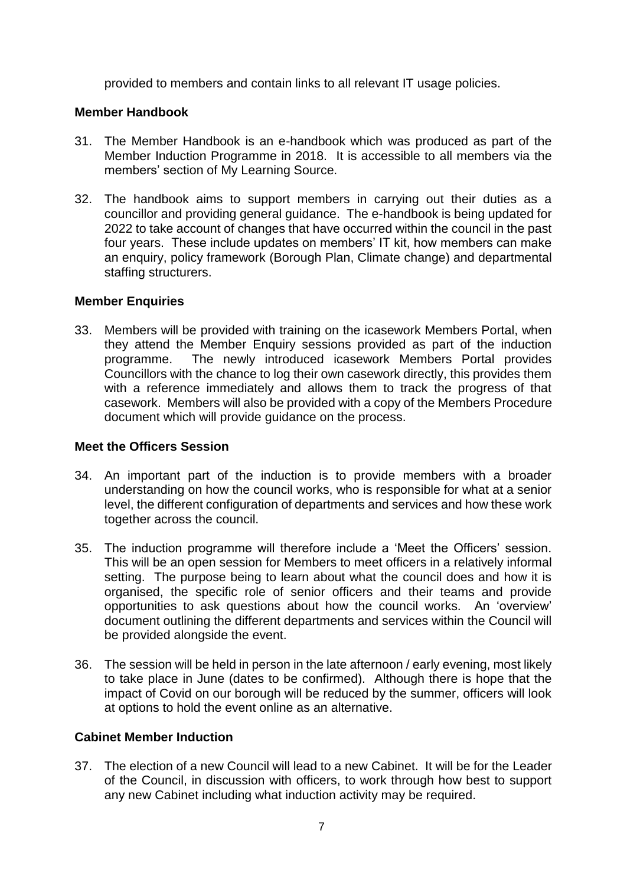provided to members and contain links to all relevant IT usage policies.

**Member Handbook**

31. The Member Handbook is an e-handbook which was produced as part of the Member Induction Programme in 2018. It is accessible to all members via the members' section of My Learning Source.

32. The handbook aims to support members in carrying out their duties as a councillor and providing general guidance. The e-handbook is being updated for 2022 to take account of changes that have occurred within the council in the past four years. These include updates on members' IT kit, how members can make an enquiry, policy framework (Borough Plan, Climate change) and departmental staffing structurers.

**Member Enquiries**

33. Members will be provided with training on the icasework Members Portal, when they attend the Member Enquiry sessions provided as part of the induction programme. The newly introduced icasework Members Portal provides Councillors with the chance to log their own casework directly, this provides them with a reference immediately and allows them to track the progress of that casework. Members will also be provided with a copy of the Members Procedure document which will provide guidance on the process.

**Meet the Officers Session**

34. An important part of the induction is to provide members with a broader understanding on how the council works, who is responsible for what at a senior level, the different configuration of departments and services and how these work together across the council.

35. The induction programme will therefore include a 'Meet the Officers' session. This will be an open session for Members to meet officers in a relatively informal setting. The purpose being to learn about what the council does and how it is organised, the specific role of senior officers and their teams and provide opportunities to ask questions about how the council works. An 'overview' document outlining the different departments and services within the Council will be provided alongside the event.

36. The session will be held in person in the late afternoon / early evening, most likely to take place in June (dates to be confirmed). Although there is hope that the impact of Covid on our borough will be reduced by the summer, officers will look at options to hold the event online as an alternative.

**Cabinet Member Induction**

37. The election of a new Council will lead to a new Cabinet. It will be for the Leader of the Council, in discussion with officers, to work through how best to support any new Cabinet including what induction activity may be required.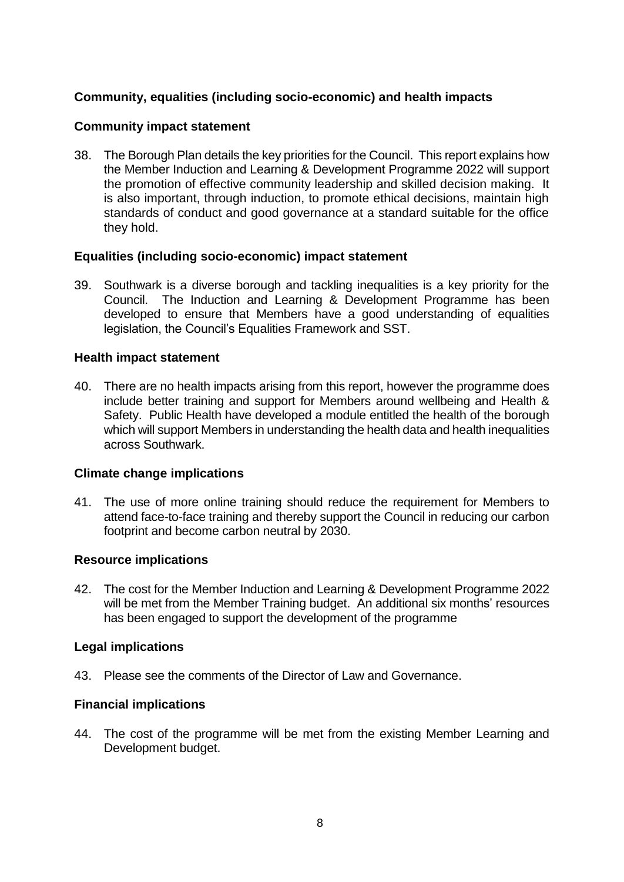## Community, equalities (including socio-economic) and health impacts

### Community impact statement

38. The Borough Plan details the key priorities for the Council. This report explains how the Member Induction and Learning & Development Programme 2022 will support the promotion of effective community leadership and skilled decision making. It is also important, through induction, to promote ethical decisions, maintain high standards of conduct and good governance at a standard suitable for the office they hold.

### Equalities (including socio-economic) impact statement

39. Southwark is a diverse borough and tackling inequalities is a key priority for the Council. The Induction and Learning & Development Programme has been developed to ensure that Members have a good understanding of equalities legislation, the Council's Equalities Framework and SST.

### Health impact statement

40. There are no health impacts arising from this report, however the programme does include better training and support for Members around wellbeing and Health & Safety. Public Health have developed a module entitled the health of the borough which will support Members in understanding the health data and health inequalities across Southwark.

### Climate change implications

41. The use of more online training should reduce the requirement for Members to attend face-to-face training and thereby support the Council in reducing our carbon footprint and become carbon neutral by 2030.

### Resource implications

42. The cost for the Member Induction and Learning & Development Programme 2022 will be met from the Member Training budget. An additional six months' resources has been engaged to support the development of the programme

### Legal implications

43. Please see the comments of the Director of Law and Governance.

### Financial implications

44. The cost of the programme will be met from the existing Member Learning and Development budget.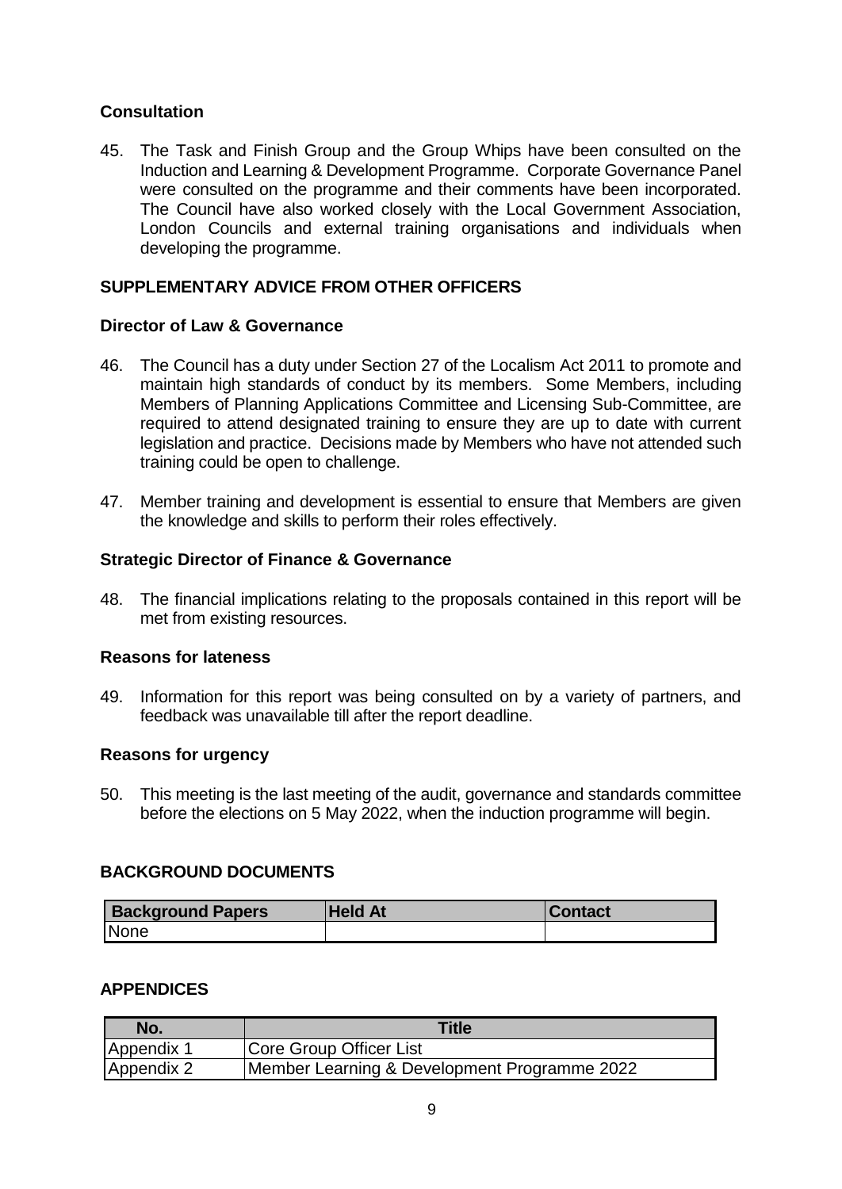### Consultation

45. The Task and Finish Group and the Group Whips have been consulted on the Induction and Learning & Development Programme. Corporate Governance Panel were consulted on the programme and their comments have been incorporated. The Council have also worked closely with the Local Government Association, London Councils and external training organisations and individuals when developing the programme.

## SUPPLEMENTARY ADVICE FROM OTHER OFFICERS

### Director of Law & Governance

46. The Council has a duty under Section 27 of the Localism Act 2011 to promote and maintain high standards of conduct by its members. Some Members, including Members of Planning Applications Committee and Licensing Sub-Committee, are required to attend designated training to ensure they are up to date with current legislation and practice. Decisions made by Members who have not attended such training could be open to challenge.

47. Member training and development is essential to ensure that Members are given the knowledge and skills to perform their roles effectively.

### Strategic Director of Finance & Governance

48. The financial implications relating to the proposals contained in this report will be met from existing resources.

### Reasons for lateness

49. Information for this report was being consulted on by a variety of partners, and feedback was unavailable till after the report deadline.

### Reasons for urgency

50. This meeting is the last meeting of the audit, governance and standards committee before the elections on 5 May 2022, when the induction programme will begin.

## BACKGROUND DOCUMENTS

| Background Papers | Held At | Contact |
| --- | --- | --- |
| None | | |

## APPENDICES

| No. | Title |
| --- | --- |
| Appendix 1 | Core Group Officer List |
| Appendix 2 | Member Learning & Development Programme 2022 |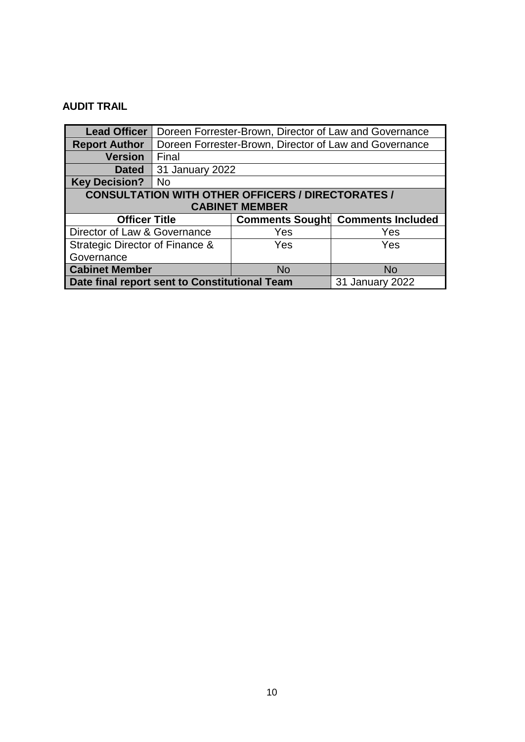**AUDIT TRAIL**

| | | | |
|---|---|---|---|
| **Lead Officer** | Doreen Forrester-Brown, Director of Law and Governance | | |
| **Report Author** | Doreen Forrester-Brown, Director of Law and Governance | | |
| **Version** | Final | | |
| **Dated** | 31 January 2022 | | |
| **Key Decision?** | No | | |
| **CONSULTATION WITH OTHER OFFICERS / DIRECTORATES / CABINET MEMBER** | | | |
| **Officer Title** | | **Comments Sought** | **Comments Included** |
| Director of Law & Governance | | Yes | Yes |
| Strategic Director of Finance & Governance | | Yes | Yes |
| **Cabinet Member** | | No | No |
| **Date final report sent to Constitutional Team** | | | 31 January 2022 |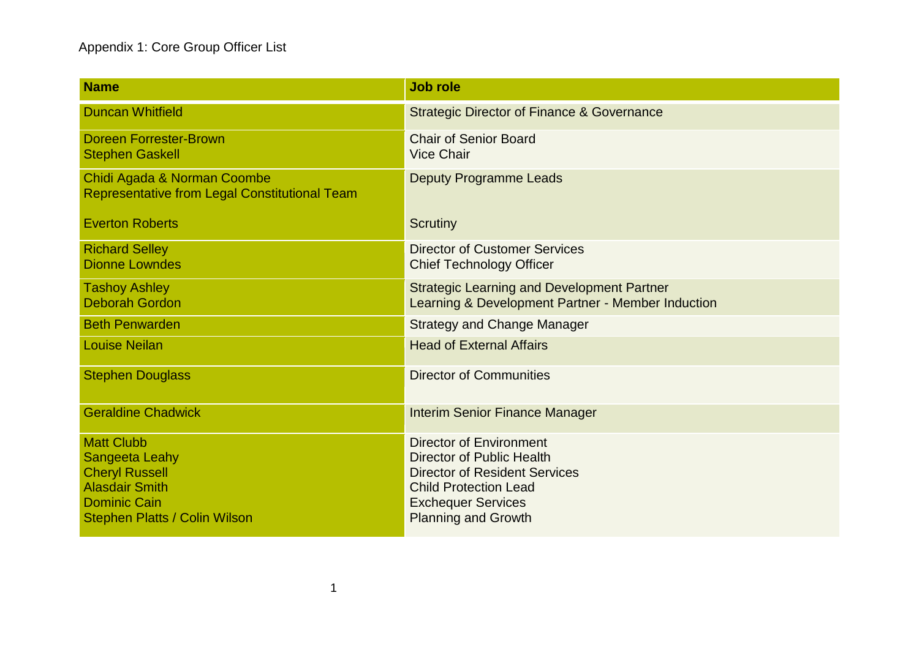Appendix 1: Core Group Officer List

| Name | Job role |
| --- | --- |
| Duncan Whitfield | Strategic Director of Finance & Governance |
| Doreen Forrester-Brown<br>Stephen Gaskell | Chair of Senior Board<br>Vice Chair |
| Chidi Agada & Norman Coombe<br>Representative from Legal Constitutional Team<br><br>Everton Roberts | Deputy Programme Leads<br><br><br>Scrutiny |
| Richard Selley<br>Dionne Lowndes | Director of Customer Services<br>Chief Technology Officer |
| Tashoy Ashley<br>Deborah Gordon | Strategic Learning and Development Partner<br>Learning & Development Partner - Member Induction |
| Beth Penwarden | Strategy and Change Manager |
| Louise Neilan | Head of External Affairs |
| Stephen Douglass | Director of Communities |
| Geraldine Chadwick | Interim Senior Finance Manager |
| Matt Clubb<br>Sangeeta Leahy<br>Cheryl Russell<br>Alasdair Smith<br>Dominic Cain<br>Stephen Platts / Colin Wilson | Director of Environment<br>Director of Public Health<br>Director of Resident Services<br>Child Protection Lead<br>Exchequer Services<br>Planning and Growth |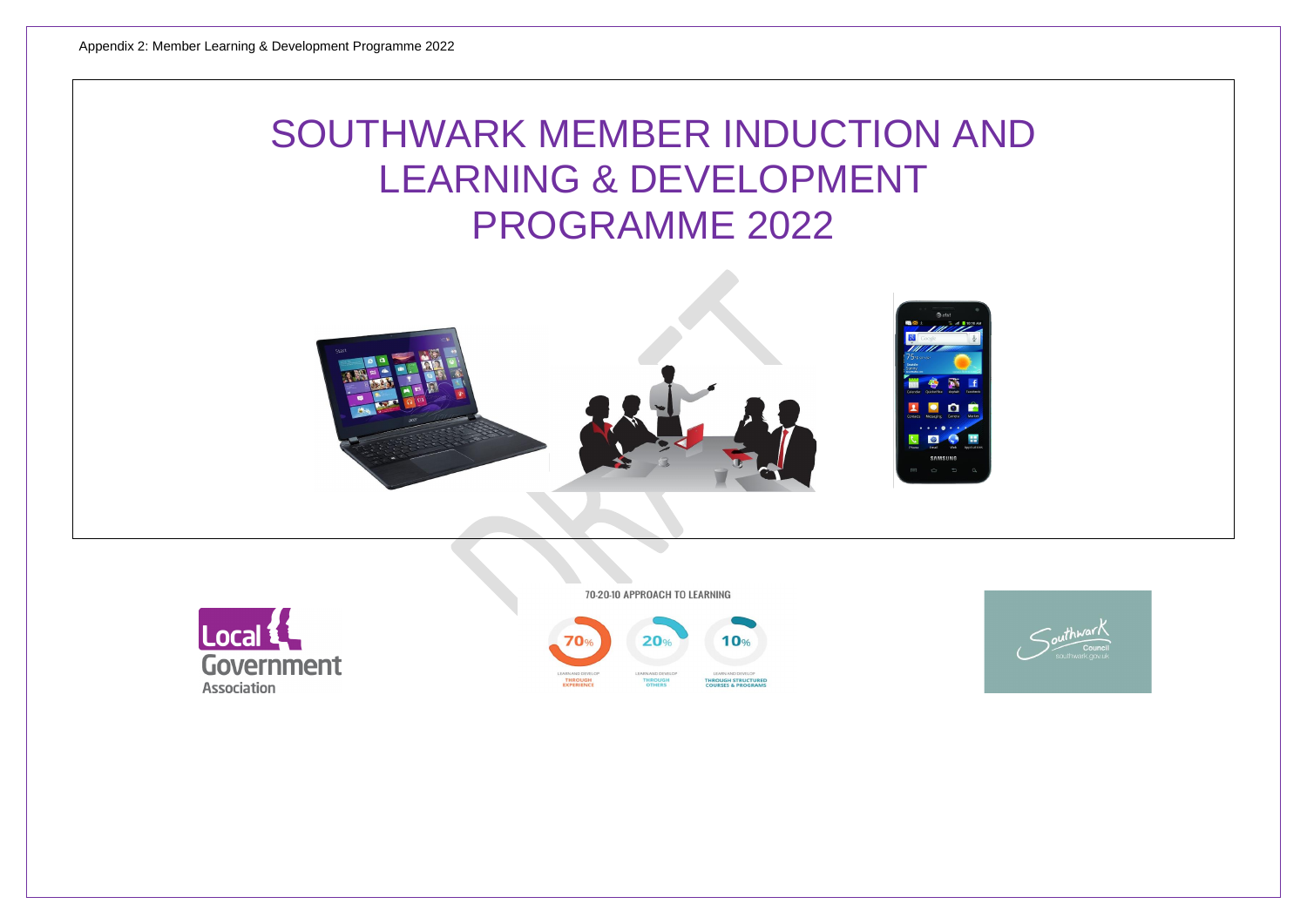Appendix 2: Member Learning & Development Programme 2022

# SOUTHWARK MEMBER INDUCTION AND LEARNING & DEVELOPMENT PROGRAMME 2022

70-20-10 APPROACH TO LEARNING

70% LEARN AND DEVELOP THROUGH EXPERIENCE

20% LEARN AND DEVELOP THROUGH OTHERS

10% LEARN AND DEVELOP THROUGH STRUCTURED COURSES & PROGRAMS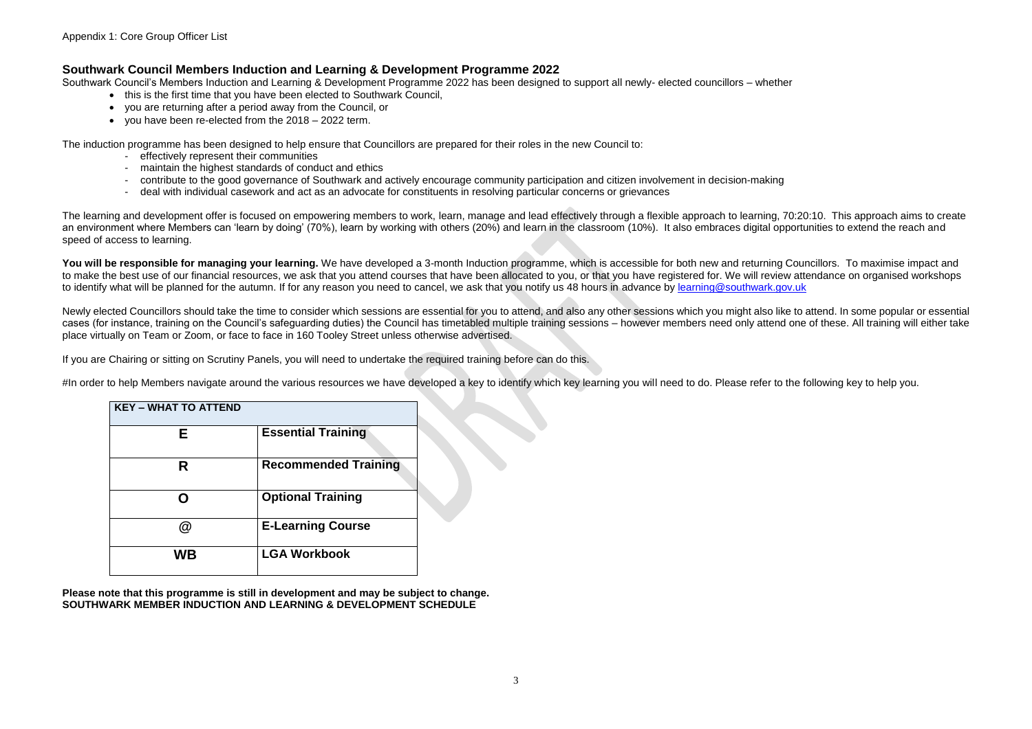Appendix 1: Core Group Officer List

## Southwark Council Members Induction and Learning & Development Programme 2022

Southwark Council's Members Induction and Learning & Development Programme 2022 has been designed to support all newly- elected councillors – whether

- this is the first time that you have been elected to Southwark Council,
- you are returning after a period away from the Council, or
- you have been re-elected from the 2018 – 2022 term.

The induction programme has been designed to help ensure that Councillors are prepared for their roles in the new Council to:

- effectively represent their communities
- maintain the highest standards of conduct and ethics
- contribute to the good governance of Southwark and actively encourage community participation and citizen involvement in decision-making
- deal with individual casework and act as an advocate for constituents in resolving particular concerns or grievances

The learning and development offer is focused on empowering members to work, learn, manage and lead effectively through a flexible approach to learning, 70:20:10. This approach aims to create an environment where Members can 'learn by doing' (70%), learn by working with others (20%) and learn in the classroom (10%). It also embraces digital opportunities to extend the reach and speed of access to learning.

**You will be responsible for managing your learning.** We have developed a 3-month Induction programme, which is accessible for both new and returning Councillors. To maximise impact and to make the best use of our financial resources, we ask that you attend courses that have been allocated to you, or that you have registered for. We will review attendance on organised workshops to identify what will be planned for the autumn. If for any reason you need to cancel, we ask that you notify us 48 hours in advance by learning@southwark.gov.uk

Newly elected Councillors should take the time to consider which sessions are essential for you to attend, and also any other sessions which you might also like to attend. In some popular or essential cases (for instance, training on the Council's safeguarding duties) the Council has timetabled multiple training sessions – however members need only attend one of these. All training will either take place virtually on Team or Zoom, or face to face in 160 Tooley Street unless otherwise advertised.

If you are Chairing or sitting on Scrutiny Panels, you will need to undertake the required training before can do this.

#In order to help Members navigate around the various resources we have developed a key to identify which key learning you will need to do. Please refer to the following key to help you.

| KEY – WHAT TO ATTEND | |
|---|---|
| **E** | **Essential Training** |
| **R** | **Recommended Training** |
| **O** | **Optional Training** |
| **@** | **E-Learning Course** |
| **WB** | **LGA Workbook** |

**Please note that this programme is still in development and may be subject to change.**
**SOUTHWARK MEMBER INDUCTION AND LEARNING & DEVELOPMENT SCHEDULE**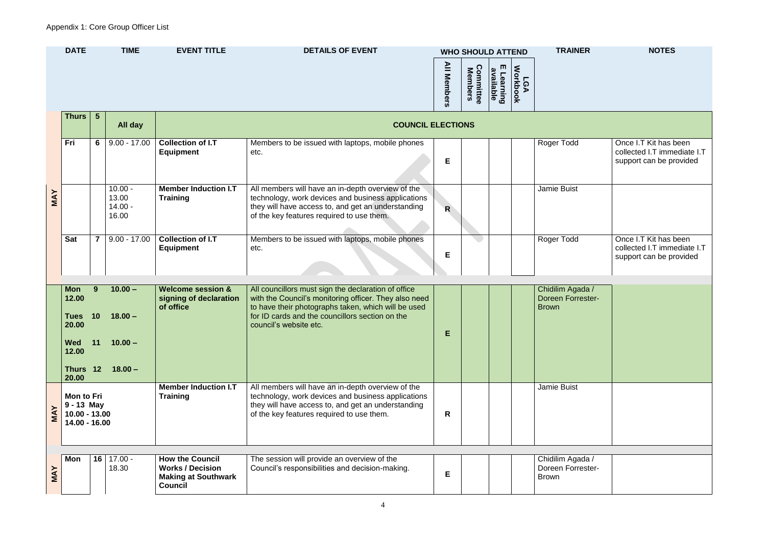Appendix 1: Core Group Officer List

| | DATE | | TIME | EVENT TITLE | DETAILS OF EVENT | WHO SHOULD ATTEND | | | | TRAINER | NOTES |
|---|---|---|---|---|---|---|---|---|---|---|---|
| | | | | | | All Members | Committee Members | E Learning available | LGA Workbook | | |
| MAY | Thurs | 5 | All day | COUNCIL ELECTIONS | | | | | | | |
| | Fri | 6 | 9.00 - 17.00 | **Collection of I.T Equipment** | Members to be issued with laptops, mobile phones etc. | E | | | | Roger Todd | Once I.T Kit has been collected I.T immediate I.T support can be provided |
| | | | 10.00 - 13.00<br>14.00 - 16.00 | **Member Induction I.T Training** | All members will have an in-depth overview of the technology, work devices and business applications they will have access to, and get an understanding of the key features required to use them. | R | | | | Jamie Buist | |
| | Sat | 7 | 9.00 - 17.00 | **Collection of I.T Equipment** | Members to be issued with laptops, mobile phones etc. | E | | | | Roger Todd | Once I.T Kit has been collected I.T immediate I.T support can be provided |
| | **Mon 9 10.00 – 12.00**<br><br>**Tues 10 18.00 – 20.00**<br><br>**Wed 11 10.00 – 12.00**<br><br>**Thurs 12 18.00 – 20.00** | | | **Welcome session & signing of declaration of office** | All councillors must sign the declaration of office with the Council's monitoring officer. They also need to have their photographs taken, which will be used for ID cards and the councillors section on the council's website etc. | E | | | | Chidilim Agada / Doreen Forrester-Brown | |
| MAY | **Mon to Fri**<br>**9 - 13 May**<br>**10.00 - 13.00**<br>**14.00 - 16.00** | | | **Member Induction I.T Training** | All members will have an in-depth overview of the technology, work devices and business applications they will have access to, and get an understanding of the key features required to use them. | R | | | | Jamie Buist | |
| MAY | Mon | 16 | 17.00 - 18.30 | **How the Council Works / Decision Making at Southwark Council** | The session will provide an overview of the Council's responsibilities and decision-making. | E | | | | Chidilim Agada / Doreen Forrester-Brown | |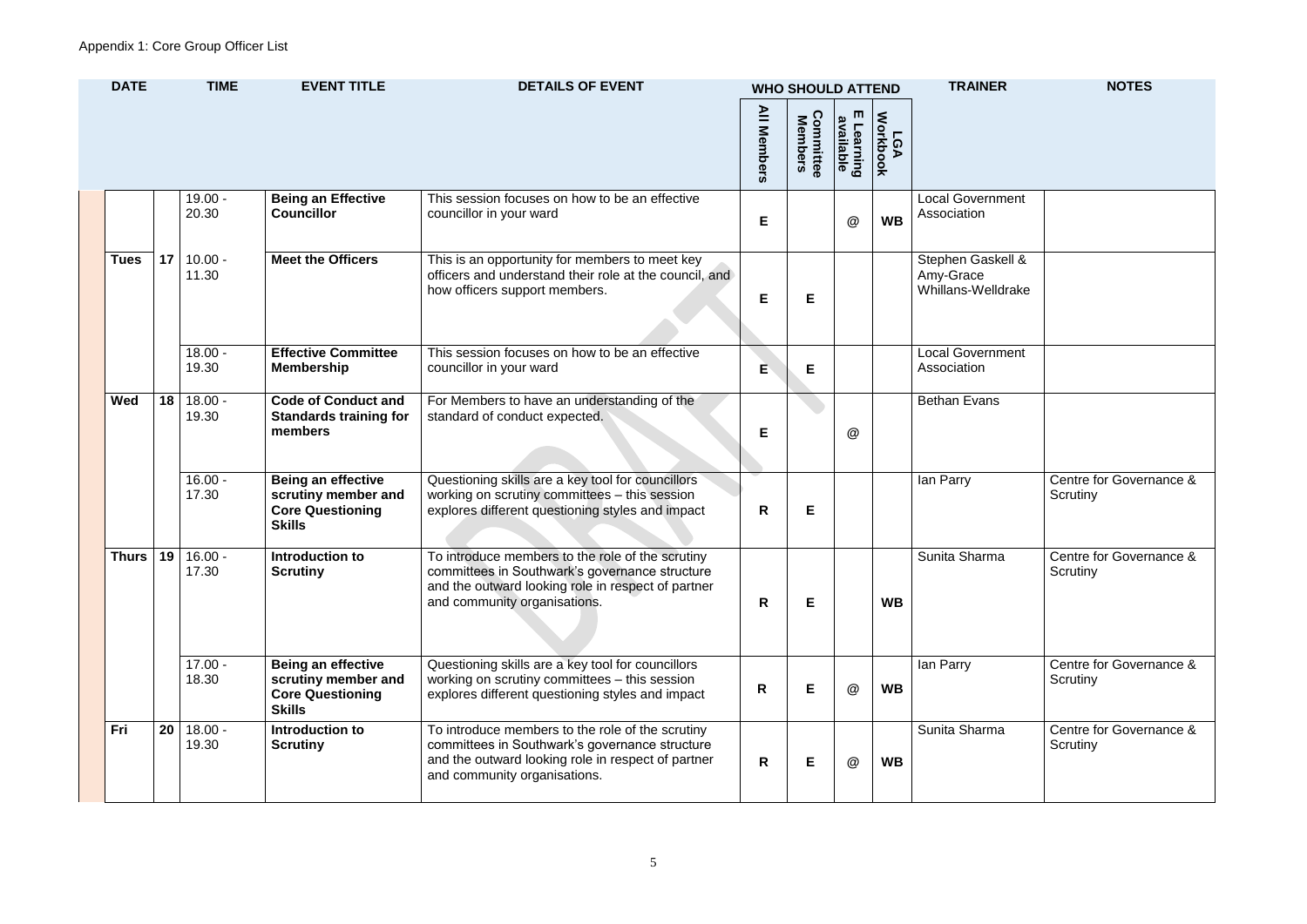Appendix 1: Core Group Officer List

| DATE | | TIME | EVENT TITLE | DETAILS OF EVENT | WHO SHOULD ATTEND | | | | TRAINER | NOTES |
|---|---|---|---|---|---|---|---|---|---|---|
| | | | | | All Members | Committee Members | E Learning available | LGA Workbook | | |
| | | 19.00 - 20.30 | **Being an Effective Councillor** | This session focuses on how to be an effective councillor in your ward | E | | @ | WB | Local Government Association | |
| **Tues** | **17** | 10.00 - 11.30 | **Meet the Officers** | This is an opportunity for members to meet key officers and understand their role at the council, and how officers support members. | E | E | | | Stephen Gaskell & Amy-Grace Whillans-Welldrake | |
| | | 18.00 - 19.30 | **Effective Committee Membership** | This session focuses on how to be an effective councillor in your ward | E | E | | | Local Government Association | |
| **Wed** | **18** | 18.00 - 19.30 | **Code of Conduct and Standards training for members** | For Members to have an understanding of the standard of conduct expected. | E | | @ | | Bethan Evans | |
| | | 16.00 - 17.30 | **Being an effective scrutiny member and Core Questioning Skills** | Questioning skills are a key tool for councillors working on scrutiny committees – this session explores different questioning styles and impact | R | E | | | Ian Parry | Centre for Governance & Scrutiny |
| **Thurs** | **19** | 16.00 - 17.30 | **Introduction to Scrutiny** | To introduce members to the role of the scrutiny committees in Southwark's governance structure and the outward looking role in respect of partner and community organisations. | R | E | | WB | Sunita Sharma | Centre for Governance & Scrutiny |
| | | 17.00 - 18.30 | **Being an effective scrutiny member and Core Questioning Skills** | Questioning skills are a key tool for councillors working on scrutiny committees – this session explores different questioning styles and impact | R | E | @ | WB | Ian Parry | Centre for Governance & Scrutiny |
| **Fri** | **20** | 18.00 - 19.30 | **Introduction to Scrutiny** | To introduce members to the role of the scrutiny committees in Southwark's governance structure and the outward looking role in respect of partner and community organisations. | R | E | @ | WB | Sunita Sharma | Centre for Governance & Scrutiny |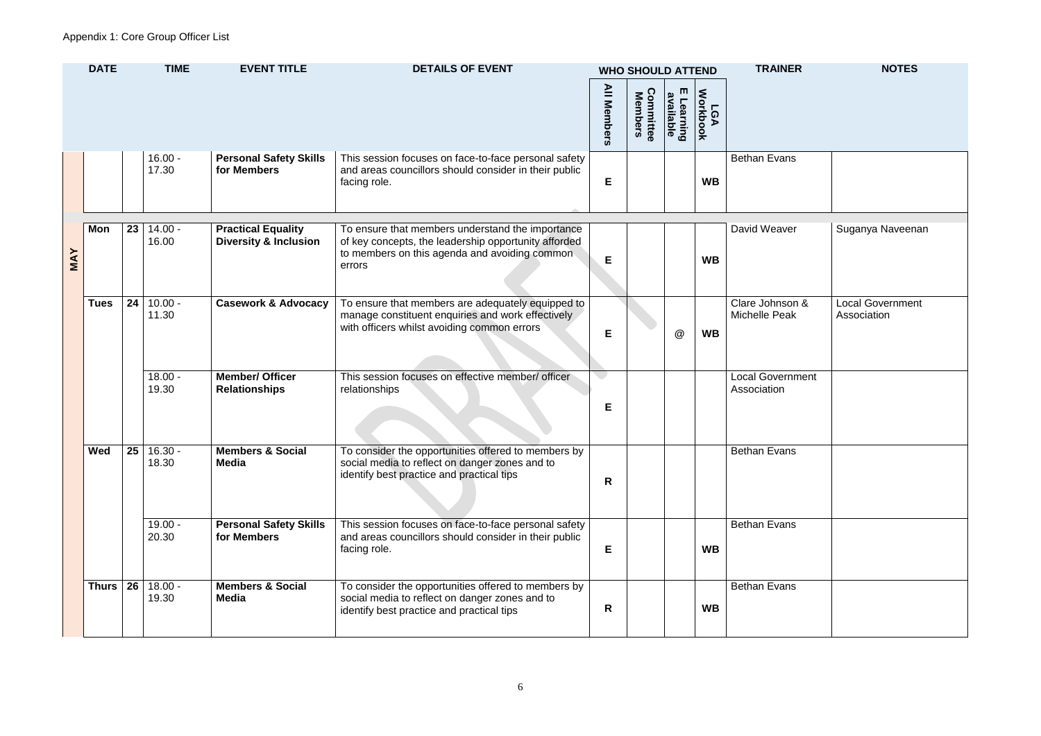Appendix 1: Core Group Officer List

| DATE | | TIME | EVENT TITLE | DETAILS OF EVENT | WHO SHOULD ATTEND | | | | TRAINER | NOTES |
|---|---|---|---|---|---|---|---|---|---|---|
| | | | | | All Members | Committee Members | E Learning available | LGA Workbook | | |
| | | 16.00 - 17.30 | **Personal Safety Skills for Members** | This session focuses on face-to-face personal safety and areas councillors should consider in their public facing role. | E | | | WB | Bethan Evans | |
| **MAY** Mon | 23 | 14.00 - 16.00 | **Practical Equality Diversity & Inclusion** | To ensure that members understand the importance of key concepts, the leadership opportunity afforded to members on this agenda and avoiding common errors | E | | | WB | David Weaver | Suganya Naveenan |
| Tues | 24 | 10.00 - 11.30 | **Casework & Advocacy** | To ensure that members are adequately equipped to manage constituent enquiries and work effectively with officers whilst avoiding common errors | E | | @ | WB | Clare Johnson & Michelle Peak | Local Government Association |
| | | 18.00 - 19.30 | **Member/ Officer Relationships** | This session focuses on effective member/ officer relationships | E | | | | Local Government Association | |
| Wed | 25 | 16.30 - 18.30 | **Members & Social Media** | To consider the opportunities offered to members by social media to reflect on danger zones and to identify best practice and practical tips | R | | | | Bethan Evans | |
| | | 19.00 - 20.30 | **Personal Safety Skills for Members** | This session focuses on face-to-face personal safety and areas councillors should consider in their public facing role. | E | | | WB | Bethan Evans | |
| Thurs | 26 | 18.00 - 19.30 | **Members & Social Media** | To consider the opportunities offered to members by social media to reflect on danger zones and to identify best practice and practical tips | R | | | WB | Bethan Evans | |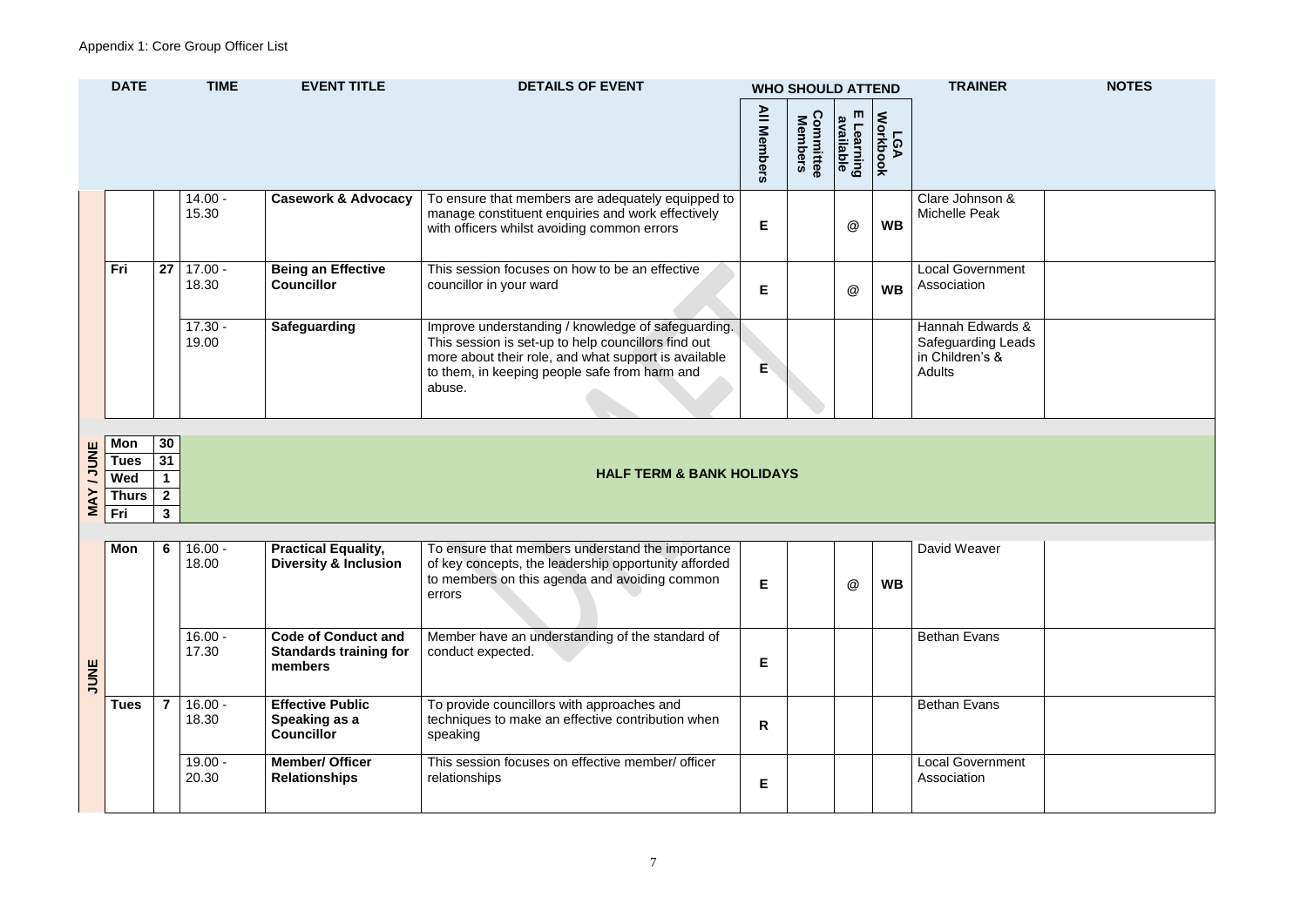Appendix 1: Core Group Officer List

| | DATE | | TIME | EVENT TITLE | DETAILS OF EVENT | WHO SHOULD ATTEND | | | | TRAINER | NOTES |
|---|---|---|---|---|---|---|---|---|---|---|---|
| | | | | | | All Members | Committee Members | E Learning available | LGA Workbook | | |
| | | | 14.00 - 15.30 | **Casework & Advocacy** | To ensure that members are adequately equipped to manage constituent enquiries and work effectively with officers whilst avoiding common errors | E | | @ | WB | Clare Johnson & Michelle Peak | |
| | Fri | 27 | 17.00 - 18.30 | **Being an Effective Councillor** | This session focuses on how to be an effective councillor in your ward | E | | @ | WB | Local Government Association | |
| | | | 17.30 - 19.00 | **Safeguarding** | Improve understanding / knowledge of safeguarding. This session is set-up to help councillors find out more about their role, and what support is available to them, in keeping people safe from harm and abuse. | E | | | | Hannah Edwards & Safeguarding Leads in Children's & Adults | |
| MAY / JUNE | Mon | 30 | **HALF TERM & BANK HOLIDAYS** | | | | | | | | |
| | Tues | 31 | | | | | | | | | |
| | Wed | 1 | | | | | | | | | |
| | Thurs | 2 | | | | | | | | | |
| | Fri | 3 | | | | | | | | | |
| JUNE | Mon | 6 | 16.00 - 18.00 | **Practical Equality, Diversity & Inclusion** | To ensure that members understand the importance of key concepts, the leadership opportunity afforded to members on this agenda and avoiding common errors | E | | @ | WB | David Weaver | |
| | | | 16.00 - 17.30 | **Code of Conduct and Standards training for members** | Member have an understanding of the standard of conduct expected. | E | | | | Bethan Evans | |
| | Tues | 7 | 16.00 - 18.30 | **Effective Public Speaking as a Councillor** | To provide councillors with approaches and techniques to make an effective contribution when speaking | R | | | | Bethan Evans | |
| | | | 19.00 - 20.30 | **Member/ Officer Relationships** | This session focuses on effective member/ officer relationships | E | | | | Local Government Association | |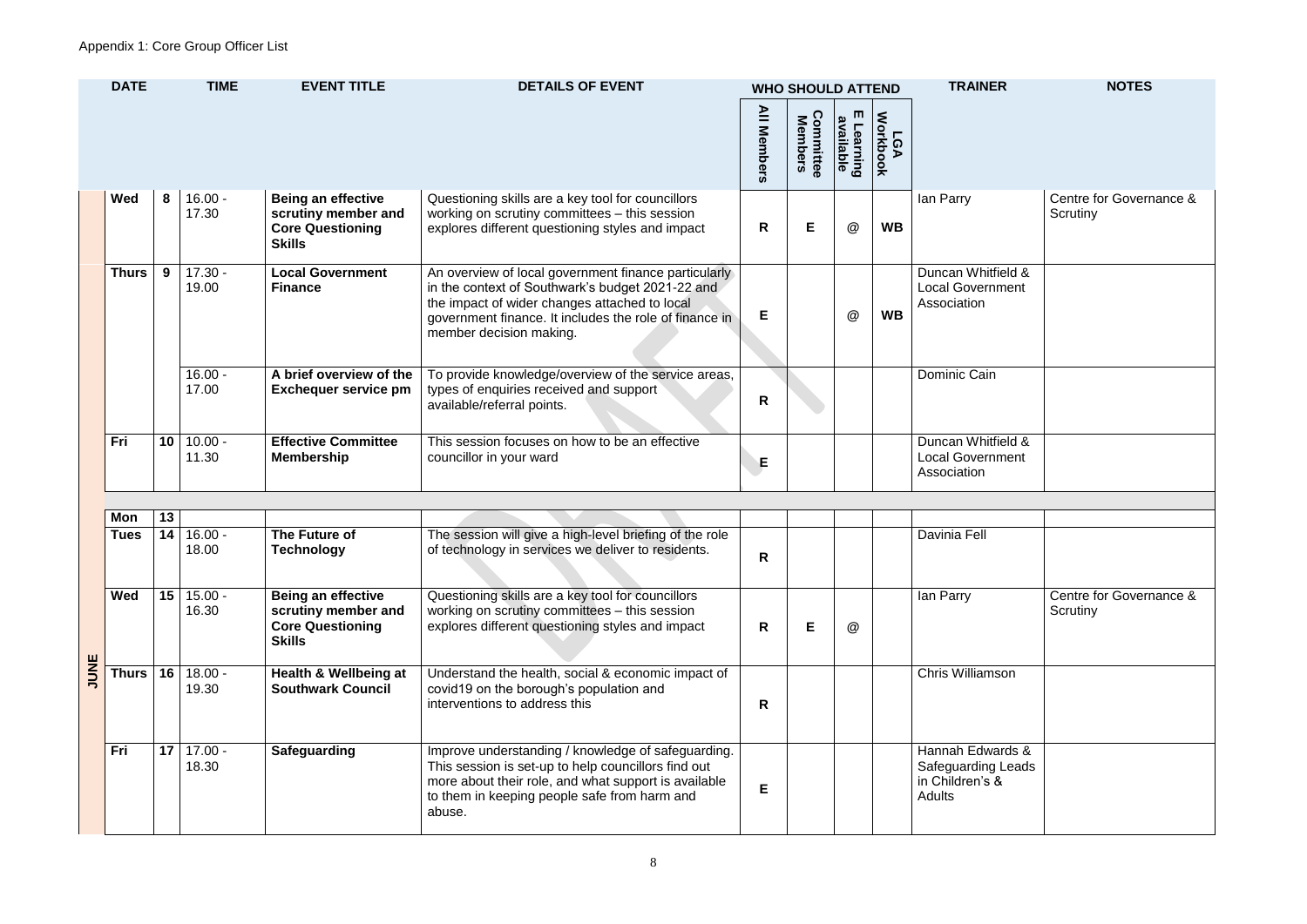Appendix 1: Core Group Officer List

| | DATE | | TIME | EVENT TITLE | DETAILS OF EVENT | WHO SHOULD ATTEND | | | | TRAINER | NOTES |
|---|---|---|---|---|---|---|---|---|---|---|---|
| | | | | | | All Members | Committee Members | E Learning available | LGA Workbook | | |
| JUNE | Wed | 8 | 16.00 - 17.30 | **Being an effective scrutiny member and Core Questioning Skills** | Questioning skills are a key tool for councillors working on scrutiny committees – this session explores different questioning styles and impact | R | E | @ | WB | Ian Parry | Centre for Governance & Scrutiny |
| | Thurs | 9 | 17.30 - 19.00 | **Local Government Finance** | An overview of local government finance particularly in the context of Southwark's budget 2021-22 and the impact of wider changes attached to local government finance. It includes the role of finance in member decision making. | E | | @ | WB | Duncan Whitfield & Local Government Association | |
| | | | 16.00 - 17.00 | **A brief overview of the Exchequer service pm** | To provide knowledge/overview of the service areas, types of enquiries received and support available/referral points. | R | | | | Dominic Cain | |
| | Fri | 10 | 10.00 - 11.30 | **Effective Committee Membership** | This session focuses on how to be an effective councillor in your ward | E | | | | Duncan Whitfield & Local Government Association | |
| | | | | | | | | | | | |
| | Mon | 13 | | | | | | | | | |
| | Tues | 14 | 16.00 - 18.00 | **The Future of Technology** | The session will give a high-level briefing of the role of technology in services we deliver to residents. | R | | | | Davinia Fell | |
| | Wed | 15 | 15.00 - 16.30 | **Being an effective scrutiny member and Core Questioning Skills** | Questioning skills are a key tool for councillors working on scrutiny committees – this session explores different questioning styles and impact | R | E | @ | | Ian Parry | Centre for Governance & Scrutiny |
| | Thurs | 16 | 18.00 - 19.30 | **Health & Wellbeing at Southwark Council** | Understand the health, social & economic impact of covid19 on the borough's population and interventions to address this | R | | | | Chris Williamson | |
| | Fri | 17 | 17.00 - 18.30 | **Safeguarding** | Improve understanding / knowledge of safeguarding. This session is set-up to help councillors find out more about their role, and what support is available to them in keeping people safe from harm and abuse. | E | | | | Hannah Edwards & Safeguarding Leads in Children's & Adults | |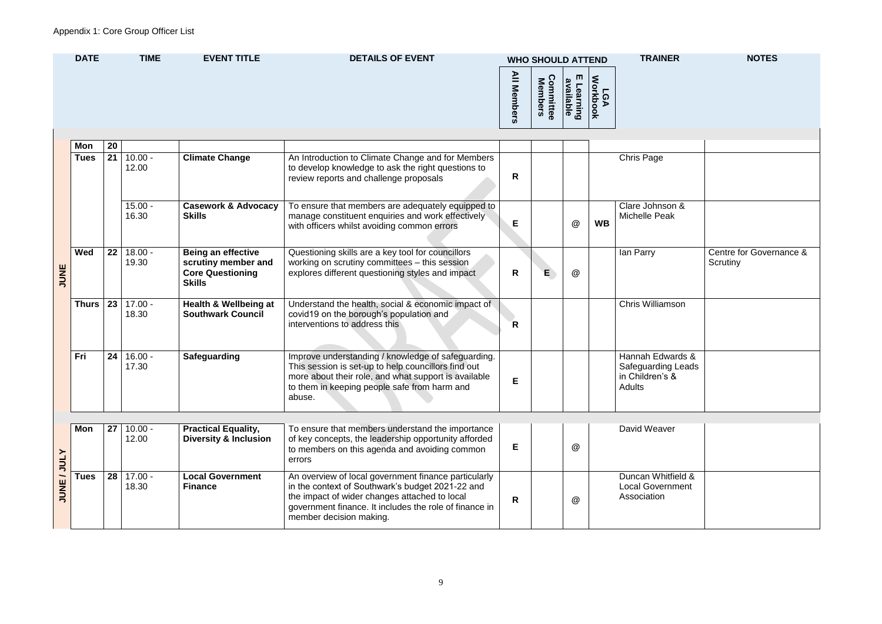Appendix 1: Core Group Officer List

| | DATE | | TIME | EVENT TITLE | DETAILS OF EVENT | WHO SHOULD ATTEND | | | | TRAINER | NOTES |
|---|---|---|---|---|---|---|---|---|---|---|---|
| | | | | | | All Members | Committee Members | E Learning available | LGA Workbook | | |
| JUNE | Mon | 20 | | | | | | | | | |
| | Tues | 21 | 10.00 - 12.00 | **Climate Change** | An Introduction to Climate Change and for Members to develop knowledge to ask the right questions to review reports and challenge proposals | R | | | | Chris Page | |
| | | | 15.00 - 16.30 | **Casework & Advocacy Skills** | To ensure that members are adequately equipped to manage constituent enquiries and work effectively with officers whilst avoiding common errors | E | | @ | WB | Clare Johnson & Michelle Peak | |
| | Wed | 22 | 18.00 - 19.30 | **Being an effective scrutiny member and Core Questioning Skills** | Questioning skills are a key tool for councillors working on scrutiny committees – this session explores different questioning styles and impact | R | E | @ | | Ian Parry | Centre for Governance & Scrutiny |
| | Thurs | 23 | 17.00 - 18.30 | **Health & Wellbeing at Southwark Council** | Understand the health, social & economic impact of covid19 on the borough's population and interventions to address this | R | | | | Chris Williamson | |
| | Fri | 24 | 16.00 - 17.30 | **Safeguarding** | Improve understanding / knowledge of safeguarding. This session is set-up to help councillors find out more about their role, and what support is available to them in keeping people safe from harm and abuse. | E | | | | Hannah Edwards & Safeguarding Leads in Children's & Adults | |
| JUNE / JULY | Mon | 27 | 10.00 - 12.00 | **Practical Equality, Diversity & Inclusion** | To ensure that members understand the importance of key concepts, the leadership opportunity afforded to members on this agenda and avoiding common errors | E | | @ | | David Weaver | |
| | Tues | 28 | 17.00 - 18.30 | **Local Government Finance** | An overview of local government finance particularly in the context of Southwark's budget 2021-22 and the impact of wider changes attached to local government finance. It includes the role of finance in member decision making. | R | | @ | | Duncan Whitfield & Local Government Association | |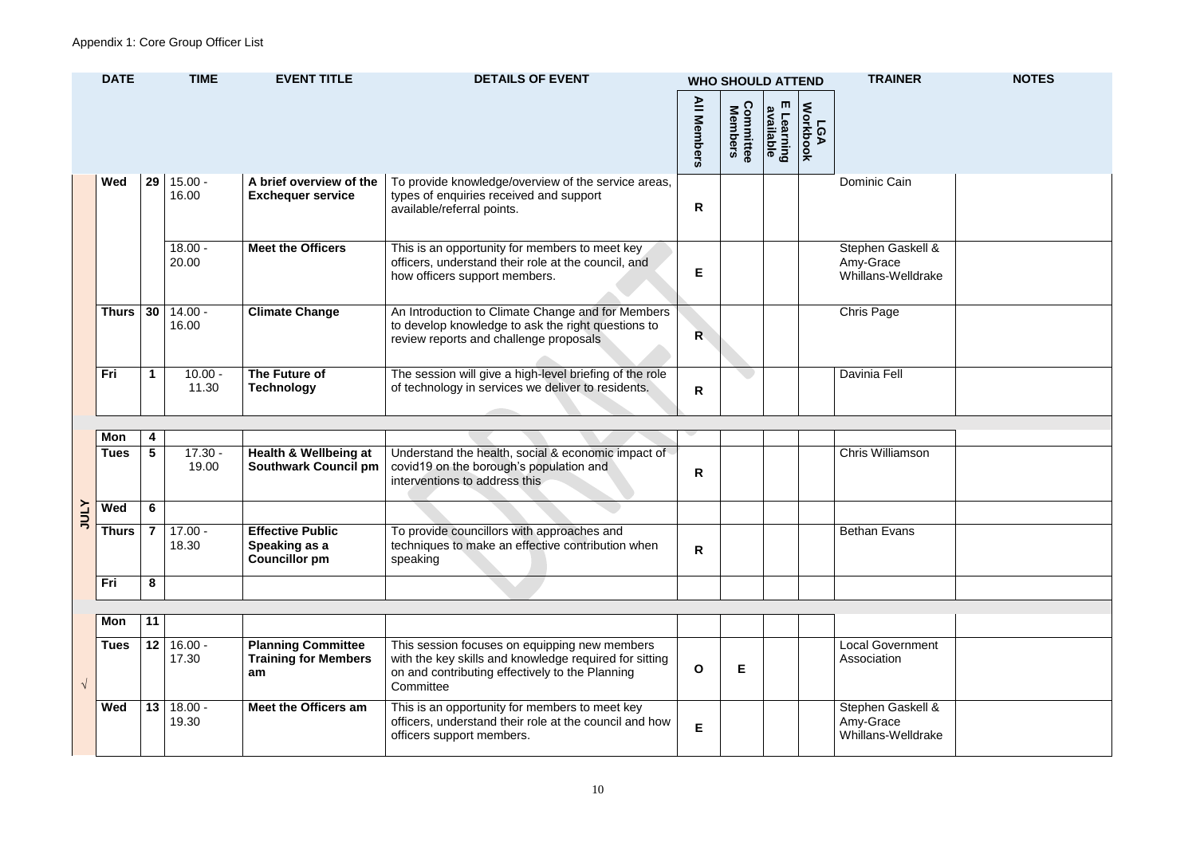Appendix 1: Core Group Officer List

| | DATE | | TIME | EVENT TITLE | DETAILS OF EVENT | WHO SHOULD ATTEND | | | | TRAINER | NOTES |
|---|---|---|---|---|---|---|---|---|---|---|---|
| | | | | | | All Members | Committee Members | E Learning available | LGA Workbook | | |
| | Wed | 29 | 15.00 - 16.00 | **A brief overview of the Exchequer service** | To provide knowledge/overview of the service areas, types of enquiries received and support available/referral points. | R | | | | Dominic Cain | |
| | | | 18.00 - 20.00 | **Meet the Officers** | This is an opportunity for members to meet key officers, understand their role at the council, and how officers support members. | E | | | | Stephen Gaskell & Amy-Grace Whillans-Welldrake | |
| | Thurs | 30 | 14.00 - 16.00 | **Climate Change** | An Introduction to Climate Change and for Members to develop knowledge to ask the right questions to review reports and challenge proposals | R | | | | Chris Page | |
| | Fri | 1 | 10.00 - 11.30 | **The Future of Technology** | The session will give a high-level briefing of the role of technology in services we deliver to residents. | R | | | | Davinia Fell | |
| JULY | Mon | 4 | | | | | | | | | |
| | Tues | 5 | 17.30 - 19.00 | **Health & Wellbeing at Southwark Council pm** | Understand the health, social & economic impact of covid19 on the borough's population and interventions to address this | R | | | | Chris Williamson | |
| | Wed | 6 | | | | | | | | | |
| | Thurs | 7 | 17.00 - 18.30 | **Effective Public Speaking as a Councillor pm** | To provide councillors with approaches and techniques to make an effective contribution when speaking | R | | | | Bethan Evans | |
| | Fri | 8 | | | | | | | | | |
| | Mon | 11 | | | | | | | | | |
| √ | Tues | 12 | 16.00 - 17.30 | **Planning Committee Training for Members am** | This session focuses on equipping new members with the key skills and knowledge required for sitting on and contributing effectively to the Planning Committee | O | E | | | Local Government Association | |
| | Wed | 13 | 18.00 - 19.30 | **Meet the Officers am** | This is an opportunity for members to meet key officers, understand their role at the council and how officers support members. | E | | | | Stephen Gaskell & Amy-Grace Whillans-Welldrake | |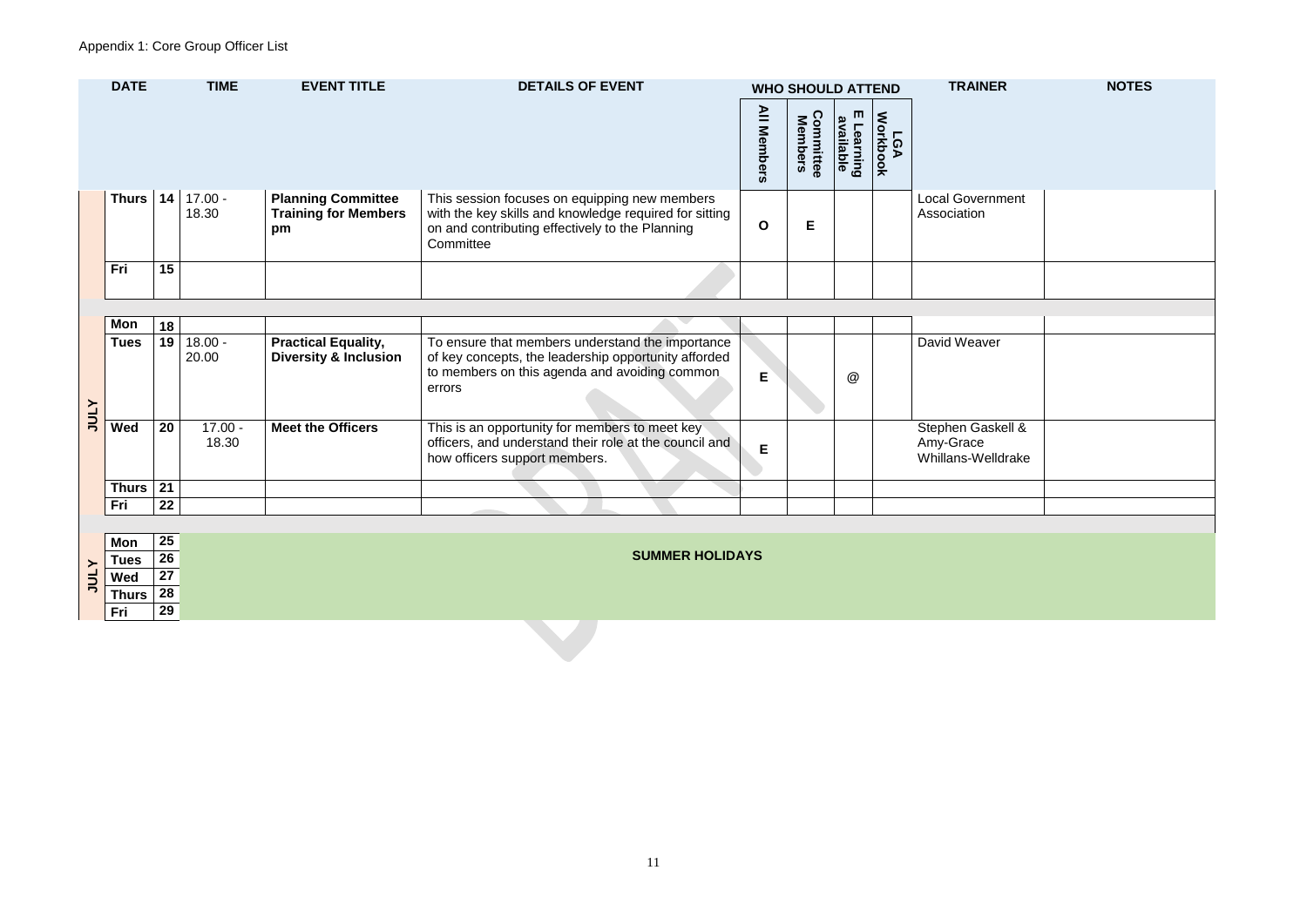Appendix 1: Core Group Officer List

| | DATE | | TIME | EVENT TITLE | DETAILS OF EVENT | WHO SHOULD ATTEND | | | | TRAINER | NOTES |
|---|---|---|---|---|---|---|---|---|---|---|---|
| | | | | | | All Members | Committee Members | E Learning available | LGA Workbook | | |
| | **Thurs** | **14** | 17.00 - 18.30 | **Planning Committee Training for Members pm** | This session focuses on equipping new members with the key skills and knowledge required for sitting on and contributing effectively to the Planning Committee | O | E | | | Local Government Association | |
| | **Fri** | **15** | | | | | | | | | |
| | | | | | | | | | | | |
| | **Mon** | **18** | | | | | | | | | |
| **JULY** | **Tues** | **19** | 18.00 - 20.00 | **Practical Equality, Diversity & Inclusion** | To ensure that members understand the importance of key concepts, the leadership opportunity afforded to members on this agenda and avoiding common errors | E | | @ | | David Weaver | |
| | **Wed** | **20** | 17.00 - 18.30 | **Meet the Officers** | This is an opportunity for members to meet key officers, and understand their role at the council and how officers support members. | E | | | | Stephen Gaskell & Amy-Grace Whillans-Welldrake | |
| | **Thurs** | **21** | | | | | | | | | |
| | **Fri** | **22** | | | | | | | | | |
| | | | | | | | | | | | |
| | **Mon** | **25** | **SUMMER HOLIDAYS** | | | | | | | | |
| | **Tues** | **26** | | | | | | | | | |
| **JULY** | **Wed** | **27** | | | | | | | | | |
| | **Thurs** | **28** | | | | | | | | | |
| | **Fri** | **29** | | | | | | | | | |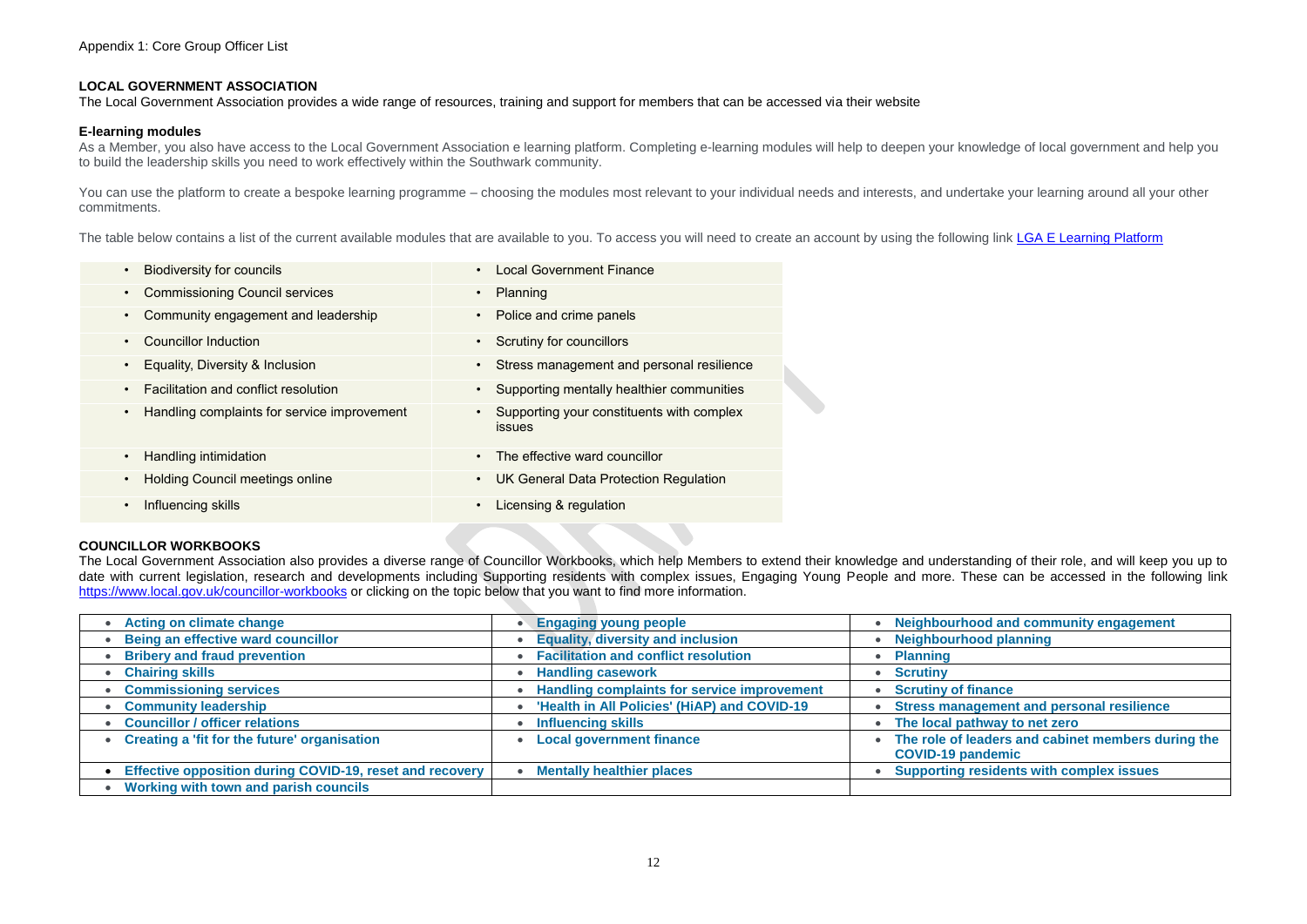Appendix 1: Core Group Officer List

### LOCAL GOVERNMENT ASSOCIATION

The Local Government Association provides a wide range of resources, training and support for members that can be accessed via their website

#### E-learning modules

As a Member, you also have access to the Local Government Association e learning platform. Completing e-learning modules will help to deepen your knowledge of local government and help you to build the leadership skills you need to work effectively within the Southwark community.

You can use the platform to create a bespoke learning programme – choosing the modules most relevant to your individual needs and interests, and undertake your learning around all your other commitments.

The table below contains a list of the current available modules that are available to you. To access you will need to create an account by using the following link [LGA E Learning Platform](LGA E Learning Platform)

| | |
|---|---|
| • Biodiversity for councils | • Local Government Finance |
| • Commissioning Council services | • Planning |
| • Community engagement and leadership | • Police and crime panels |
| • Councillor Induction | • Scrutiny for councillors |
| • Equality, Diversity & Inclusion | • Stress management and personal resilience |
| • Facilitation and conflict resolution | • Supporting mentally healthier communities |
| • Handling complaints for service improvement | • Supporting your constituents with complex issues |
| • Handling intimidation | • The effective ward councillor |
| • Holding Council meetings online | • UK General Data Protection Regulation |
| • Influencing skills | • Licensing & regulation |

#### COUNCILLOR WORKBOOKS

The Local Government Association also provides a diverse range of Councillor Workbooks, which help Members to extend their knowledge and understanding of their role, and will keep you up to date with current legislation, research and developments including Supporting residents with complex issues, Engaging Young People and more. These can be accessed in the following link https://www.local.gov.uk/councillor-workbooks or clicking on the topic below that you want to find more information.

| | | |
|---|---|---|
| • **Acting on climate change** | • **Engaging young people** | • **Neighbourhood and community engagement** |
| • **Being an effective ward councillor** | • **Equality, diversity and inclusion** | • **Neighbourhood planning** |
| • **Bribery and fraud prevention** | • **Facilitation and conflict resolution** | • **Planning** |
| • **Chairing skills** | • **Handling casework** | • **Scrutiny** |
| • **Commissioning services** | • **Handling complaints for service improvement** | • **Scrutiny of finance** |
| • **Community leadership** | • **'Health in All Policies' (HiAP) and COVID-19** | • **Stress management and personal resilience** |
| • **Councillor / officer relations** | • **Influencing skills** | • **The local pathway to net zero** |
| • **Creating a 'fit for the future' organisation** | • **Local government finance** | • **The role of leaders and cabinet members during the COVID-19 pandemic** |
| • **Effective opposition during COVID-19, reset and recovery** | • **Mentally healthier places** | • **Supporting residents with complex issues** |
| • **Working with town and parish councils** | | |